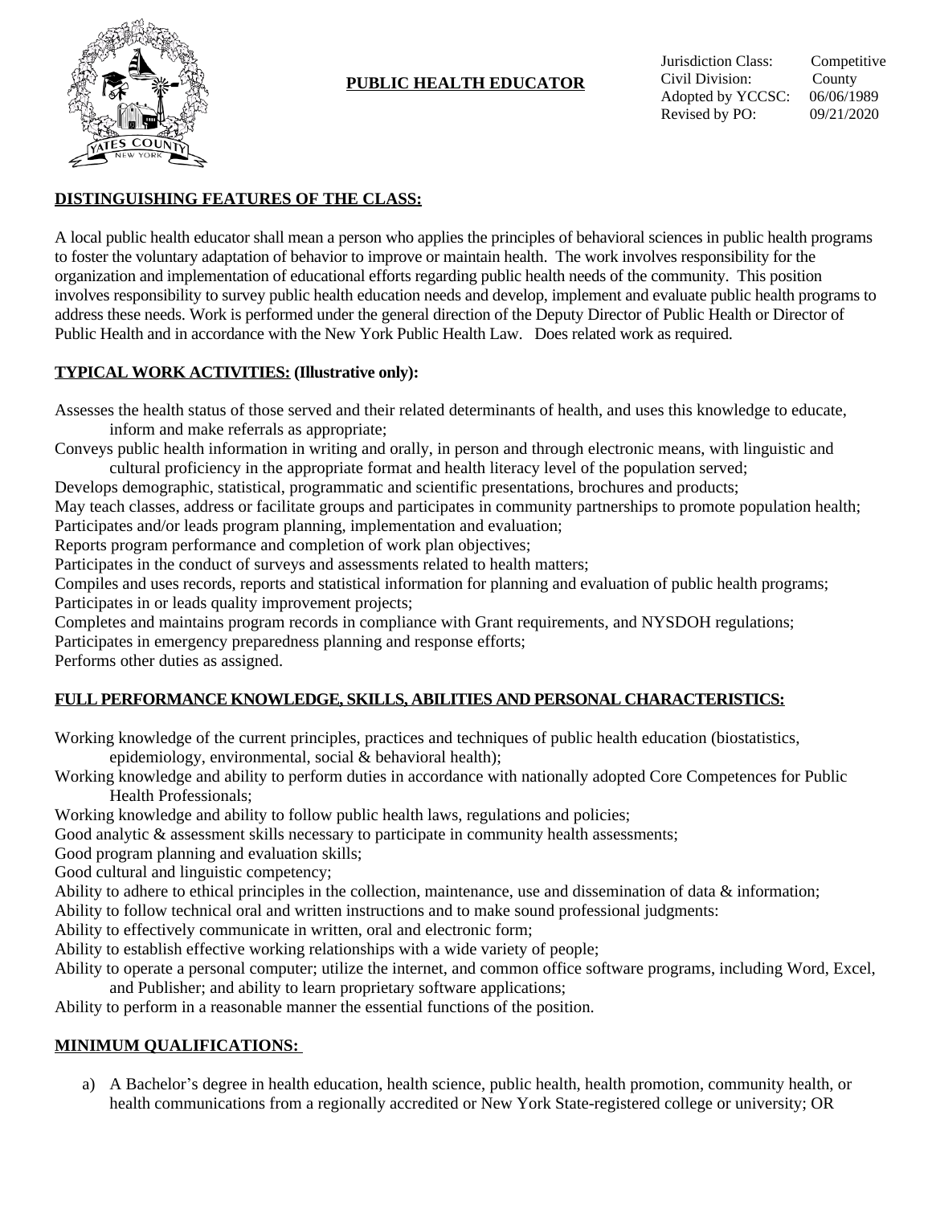# PUBLIC HEALTH EDUCATOR

Jurisdiction Class: Competitive
Civil Division: County
Adopted by YCCSC: 06/06/1989
Revised by PO: 09/21/2020

## DISTINGUISHING FEATURES OF THE CLASS:

A local public health educator shall mean a person who applies the principles of behavioral sciences in public health programs to foster the voluntary adaptation of behavior to improve or maintain health. The work involves responsibility for the organization and implementation of educational efforts regarding public health needs of the community. This position involves responsibility to survey public health education needs and develop, implement and evaluate public health programs to address these needs. Work is performed under the general direction of the Deputy Director of Public Health or Director of Public Health and in accordance with the New York Public Health Law. Does related work as required.

## TYPICAL WORK ACTIVITIES: (Illustrative only):

Assesses the health status of those served and their related determinants of health, and uses this knowledge to educate, inform and make referrals as appropriate;
Conveys public health information in writing and orally, in person and through electronic means, with linguistic and cultural proficiency in the appropriate format and health literacy level of the population served;
Develops demographic, statistical, programmatic and scientific presentations, brochures and products;
May teach classes, address or facilitate groups and participates in community partnerships to promote population health;
Participates and/or leads program planning, implementation and evaluation;
Reports program performance and completion of work plan objectives;
Participates in the conduct of surveys and assessments related to health matters;
Compiles and uses records, reports and statistical information for planning and evaluation of public health programs;
Participates in or leads quality improvement projects;
Completes and maintains program records in compliance with Grant requirements, and NYSDOH regulations;
Participates in emergency preparedness planning and response efforts;
Performs other duties as assigned.

## FULL PERFORMANCE KNOWLEDGE, SKILLS, ABILITIES AND PERSONAL CHARACTERISTICS:

Working knowledge of the current principles, practices and techniques of public health education (biostatistics, epidemiology, environmental, social & behavioral health);
Working knowledge and ability to perform duties in accordance with nationally adopted Core Competences for Public Health Professionals;
Working knowledge and ability to follow public health laws, regulations and policies;
Good analytic & assessment skills necessary to participate in community health assessments;
Good program planning and evaluation skills;
Good cultural and linguistic competency;
Ability to adhere to ethical principles in the collection, maintenance, use and dissemination of data & information;
Ability to follow technical oral and written instructions and to make sound professional judgments:
Ability to effectively communicate in written, oral and electronic form;
Ability to establish effective working relationships with a wide variety of people;
Ability to operate a personal computer; utilize the internet, and common office software programs, including Word, Excel, and Publisher; and ability to learn proprietary software applications;
Ability to perform in a reasonable manner the essential functions of the position.

## MINIMUM QUALIFICATIONS:

a) A Bachelor's degree in health education, health science, public health, health promotion, community health, or health communications from a regionally accredited or New York State-registered college or university; OR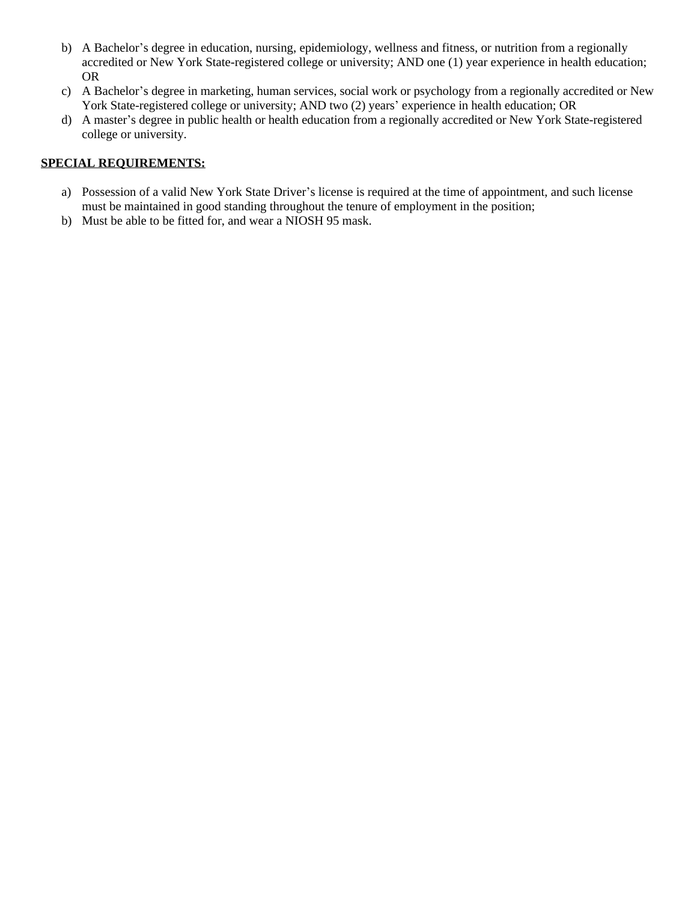b) A Bachelor's degree in education, nursing, epidemiology, wellness and fitness, or nutrition from a regionally accredited or New York State-registered college or university; AND one (1) year experience in health education; OR

c) A Bachelor's degree in marketing, human services, social work or psychology from a regionally accredited or New York State-registered college or university; AND two (2) years' experience in health education; OR

d) A master's degree in public health or health education from a regionally accredited or New York State-registered college or university.

**SPECIAL REQUIREMENTS:**

a) Possession of a valid New York State Driver's license is required at the time of appointment, and such license must be maintained in good standing throughout the tenure of employment in the position;

b) Must be able to be fitted for, and wear a NIOSH 95 mask.